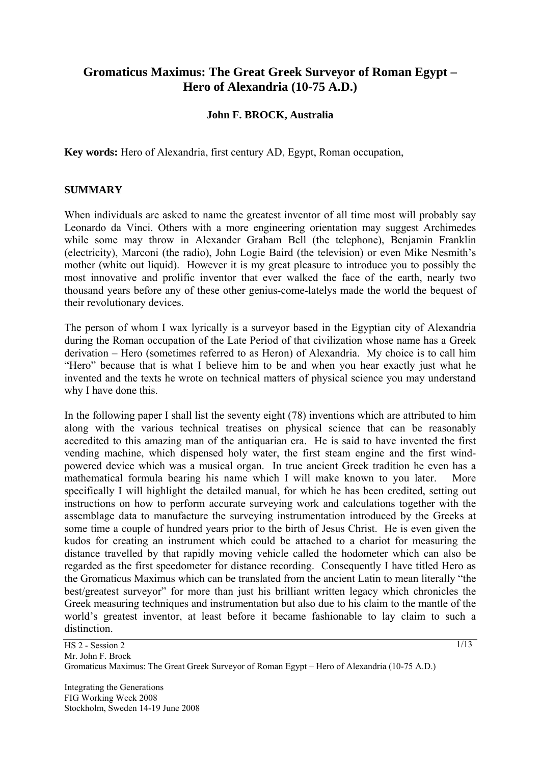# Gromaticus Maximus: The Great Greek Surveyor of Roman Egypt – Hero of Alexandria (10-75 A.D.)

**John F. BROCK, Australia**

**Key words:** Hero of Alexandria, first century AD, Egypt, Roman occupation,

## SUMMARY

When individuals are asked to name the greatest inventor of all time most will probably say Leonardo da Vinci. Others with a more engineering orientation may suggest Archimedes while some may throw in Alexander Graham Bell (the telephone), Benjamin Franklin (electricity), Marconi (the radio), John Logie Baird (the television) or even Mike Nesmith's mother (white out liquid). However it is my great pleasure to introduce you to possibly the most innovative and prolific inventor that ever walked the face of the earth, nearly two thousand years before any of these other genius-come-latelys made the world the bequest of their revolutionary devices.

The person of whom I wax lyrically is a surveyor based in the Egyptian city of Alexandria during the Roman occupation of the Late Period of that civilization whose name has a Greek derivation – Hero (sometimes referred to as Heron) of Alexandria. My choice is to call him "Hero" because that is what I believe him to be and when you hear exactly just what he invented and the texts he wrote on technical matters of physical science you may understand why I have done this.

In the following paper I shall list the seventy eight (78) inventions which are attributed to him along with the various technical treatises on physical science that can be reasonably accredited to this amazing man of the antiquarian era. He is said to have invented the first vending machine, which dispensed holy water, the first steam engine and the first wind-powered device which was a musical organ. In true ancient Greek tradition he even has a mathematical formula bearing his name which I will make known to you later. More specifically I will highlight the detailed manual, for which he has been credited, setting out instructions on how to perform accurate surveying work and calculations together with the assemblage data to manufacture the surveying instrumentation introduced by the Greeks at some time a couple of hundred years prior to the birth of Jesus Christ. He is even given the kudos for creating an instrument which could be attached to a chariot for measuring the distance travelled by that rapidly moving vehicle called the hodometer which can also be regarded as the first speedometer for distance recording. Consequently I have titled Hero as the Gromaticus Maximus which can be translated from the ancient Latin to mean literally "the best/greatest surveyor" for more than just his brilliant written legacy which chronicles the Greek measuring techniques and instrumentation but also due to his claim to the mantle of the world's greatest inventor, at least before it became fashionable to lay claim to such a distinction.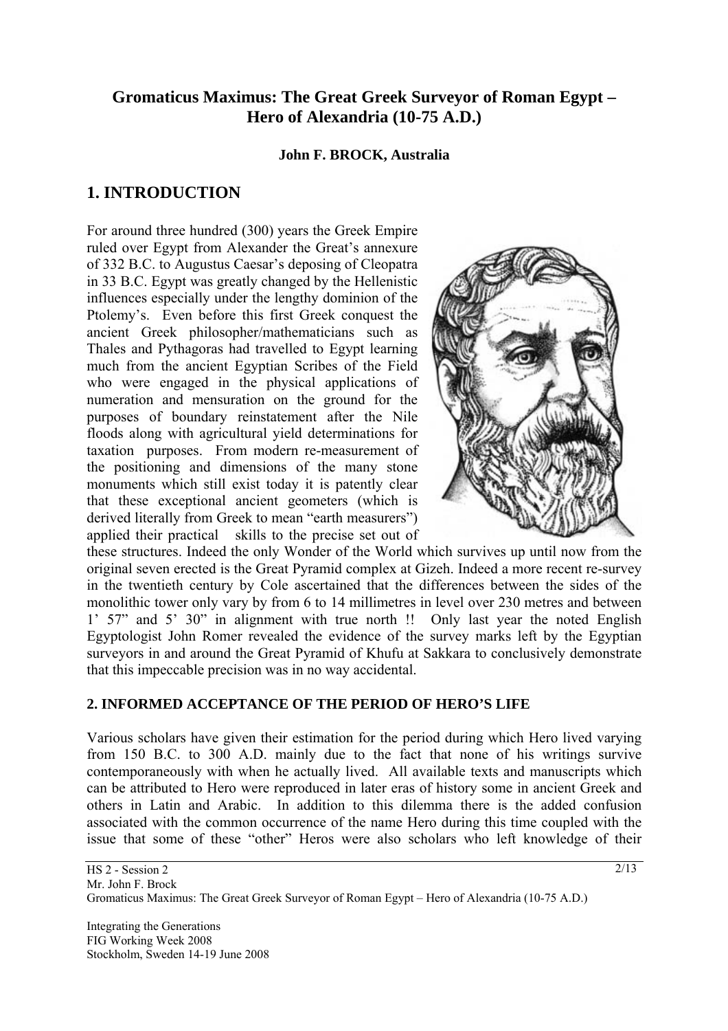# Gromaticus Maximus: The Great Greek Surveyor of Roman Egypt – Hero of Alexandria (10-75 A.D.)

**John F. BROCK, Australia**

## 1. INTRODUCTION

For around three hundred (300) years the Greek Empire ruled over Egypt from Alexander the Great's annexure of 332 B.C. to Augustus Caesar's deposing of Cleopatra in 33 B.C. Egypt was greatly changed by the Hellenistic influences especially under the lengthy dominion of the Ptolemy's. Even before this first Greek conquest the ancient Greek philosopher/mathematicians such as Thales and Pythagoras had travelled to Egypt learning much from the ancient Egyptian Scribes of the Field who were engaged in the physical applications of numeration and mensuration on the ground for the purposes of boundary reinstatement after the Nile floods along with agricultural yield determinations for taxation purposes. From modern re-measurement of the positioning and dimensions of the many stone monuments which still exist today it is patently clear that these exceptional ancient geometers (which is derived literally from Greek to mean "earth measurers") applied their practical skills to the precise set out of these structures. Indeed the only Wonder of the World which survives up until now from the original seven erected is the Great Pyramid complex at Gizeh. Indeed a more recent re-survey in the twentieth century by Cole ascertained that the differences between the sides of the monolithic tower only vary by from 6 to 14 millimetres in level over 230 metres and between 1' 57" and 5' 30" in alignment with true north !! Only last year the noted English Egyptologist John Romer revealed the evidence of the survey marks left by the Egyptian surveyors in and around the Great Pyramid of Khufu at Sakkara to conclusively demonstrate that this impeccable precision was in no way accidental.

### 2. INFORMED ACCEPTANCE OF THE PERIOD OF HERO'S LIFE

Various scholars have given their estimation for the period during which Hero lived varying from 150 B.C. to 300 A.D. mainly due to the fact that none of his writings survive contemporaneously with when he actually lived. All available texts and manuscripts which can be attributed to Hero were reproduced in later eras of history some in ancient Greek and others in Latin and Arabic. In addition to this dilemma there is the added confusion associated with the common occurrence of the name Hero during this time coupled with the issue that some of these "other" Heros were also scholars who left knowledge of their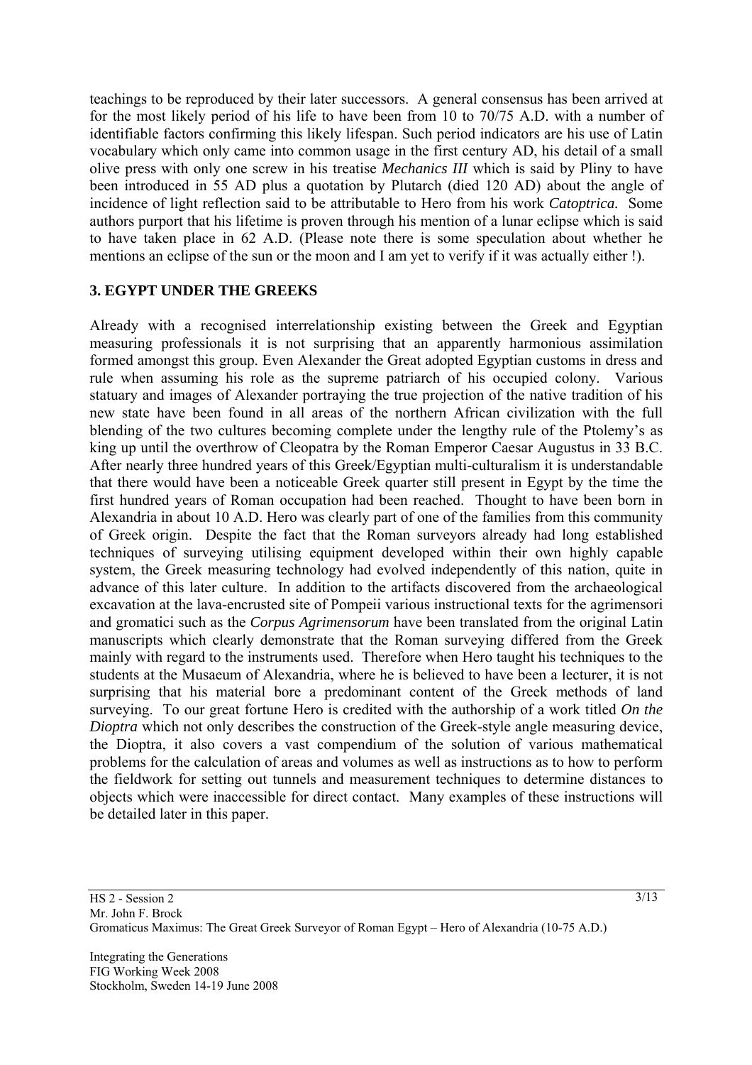teachings to be reproduced by their later successors. A general consensus has been arrived at for the most likely period of his life to have been from 10 to 70/75 A.D. with a number of identifiable factors confirming this likely lifespan. Such period indicators are his use of Latin vocabulary which only came into common usage in the first century AD, his detail of a small olive press with only one screw in his treatise *Mechanics III* which is said by Pliny to have been introduced in 55 AD plus a quotation by Plutarch (died 120 AD) about the angle of incidence of light reflection said to be attributable to Hero from his work ***Catoptrica.*** Some authors purport that his lifetime is proven through his mention of a lunar eclipse which is said to have taken place in 62 A.D. (Please note there is some speculation about whether he mentions an eclipse of the sun or the moon and I am yet to verify if it was actually either !).

## 3. EGYPT UNDER THE GREEKS

Already with a recognised interrelationship existing between the Greek and Egyptian measuring professionals it is not surprising that an apparently harmonious assimilation formed amongst this group. Even Alexander the Great adopted Egyptian customs in dress and rule when assuming his role as the supreme patriarch of his occupied colony. Various statuary and images of Alexander portraying the true projection of the native tradition of his new state have been found in all areas of the northern African civilization with the full blending of the two cultures becoming complete under the lengthy rule of the Ptolemy's as king up until the overthrow of Cleopatra by the Roman Emperor Caesar Augustus in 33 B.C. After nearly three hundred years of this Greek/Egyptian multi-culturalism it is understandable that there would have been a noticeable Greek quarter still present in Egypt by the time the first hundred years of Roman occupation had been reached. Thought to have been born in Alexandria in about 10 A.D. Hero was clearly part of one of the families from this community of Greek origin. Despite the fact that the Roman surveyors already had long established techniques of surveying utilising equipment developed within their own highly capable system, the Greek measuring technology had evolved independently of this nation, quite in advance of this later culture. In addition to the artifacts discovered from the archaeological excavation at the lava-encrusted site of Pompeii various instructional texts for the agrimensori and gromatici such as the *Corpus Agrimensorum* have been translated from the original Latin manuscripts which clearly demonstrate that the Roman surveying differed from the Greek mainly with regard to the instruments used. Therefore when Hero taught his techniques to the students at the Musaeum of Alexandria, where he is believed to have been a lecturer, it is not surprising that his material bore a predominant content of the Greek methods of land surveying. To our great fortune Hero is credited with the authorship of a work titled *On the Dioptra* which not only describes the construction of the Greek-style angle measuring device, the Dioptra, it also covers a vast compendium of the solution of various mathematical problems for the calculation of areas and volumes as well as instructions as to how to perform the fieldwork for setting out tunnels and measurement techniques to determine distances to objects which were inaccessible for direct contact. Many examples of these instructions will be detailed later in this paper.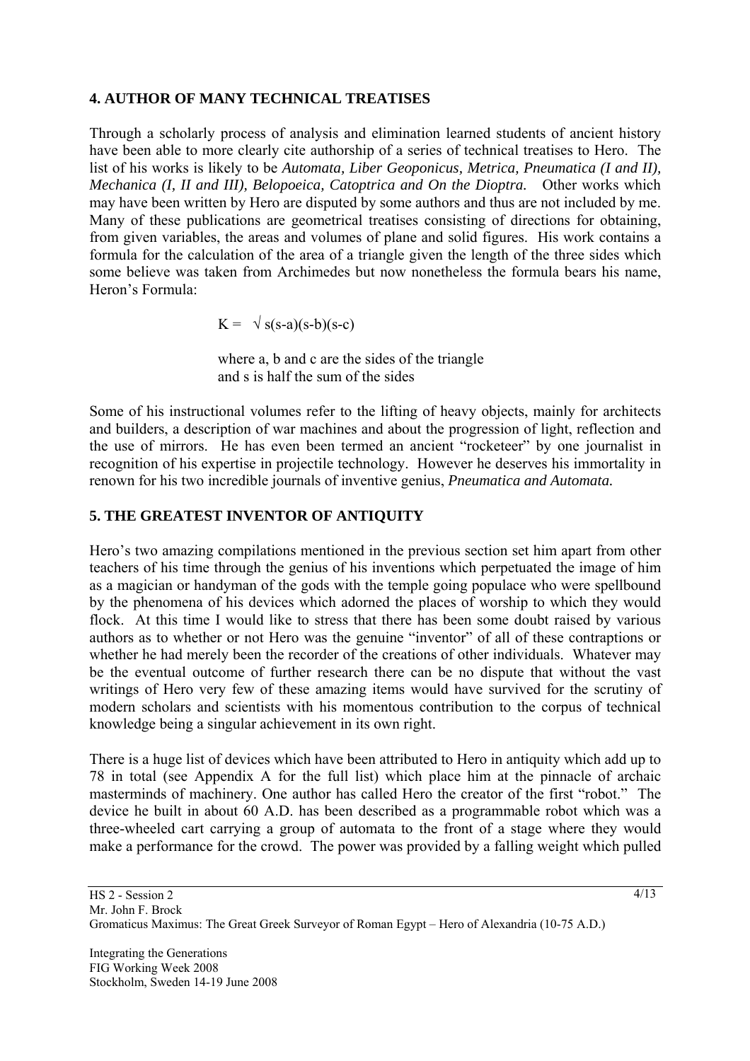## 4. AUTHOR OF MANY TECHNICAL TREATISES

Through a scholarly process of analysis and elimination learned students of ancient history have been able to more clearly cite authorship of a series of technical treatises to Hero. The list of his works is likely to be *Automata, Liber Geoponicus, Metrica, Pneumatica (I and II), Mechanica (I, II and III), Belopoeica, Catoptrica and On the Dioptra.* Other works which may have been written by Hero are disputed by some authors and thus are not included by me. Many of these publications are geometrical treatises consisting of directions for obtaining, from given variables, the areas and volumes of plane and solid figures. His work contains a formula for the calculation of the area of a triangle given the length of the three sides which some believe was taken from Archimedes but now nonetheless the formula bears his name, Heron's Formula:

$$K = \sqrt{s(s-a)(s-b)(s-c)}$$

where a, b and c are the sides of the triangle and s is half the sum of the sides

Some of his instructional volumes refer to the lifting of heavy objects, mainly for architects and builders, a description of war machines and about the progression of light, reflection and the use of mirrors. He has even been termed an ancient "rocketeer" by one journalist in recognition of his expertise in projectile technology. However he deserves his immortality in renown for his two incredible journals of inventive genius, *Pneumatica and Automata.*

## 5. THE GREATEST INVENTOR OF ANTIQUITY

Hero's two amazing compilations mentioned in the previous section set him apart from other teachers of his time through the genius of his inventions which perpetuated the image of him as a magician or handyman of the gods with the temple going populace who were spellbound by the phenomena of his devices which adorned the places of worship to which they would flock. At this time I would like to stress that there has been some doubt raised by various authors as to whether or not Hero was the genuine "inventor" of all of these contraptions or whether he had merely been the recorder of the creations of other individuals. Whatever may be the eventual outcome of further research there can be no dispute that without the vast writings of Hero very few of these amazing items would have survived for the scrutiny of modern scholars and scientists with his momentous contribution to the corpus of technical knowledge being a singular achievement in its own right.

There is a huge list of devices which have been attributed to Hero in antiquity which add up to 78 in total (see Appendix A for the full list) which place him at the pinnacle of archaic masterminds of machinery. One author has called Hero the creator of the first "robot." The device he built in about 60 A.D. has been described as a programmable robot which was a three-wheeled cart carrying a group of automata to the front of a stage where they would make a performance for the crowd. The power was provided by a falling weight which pulled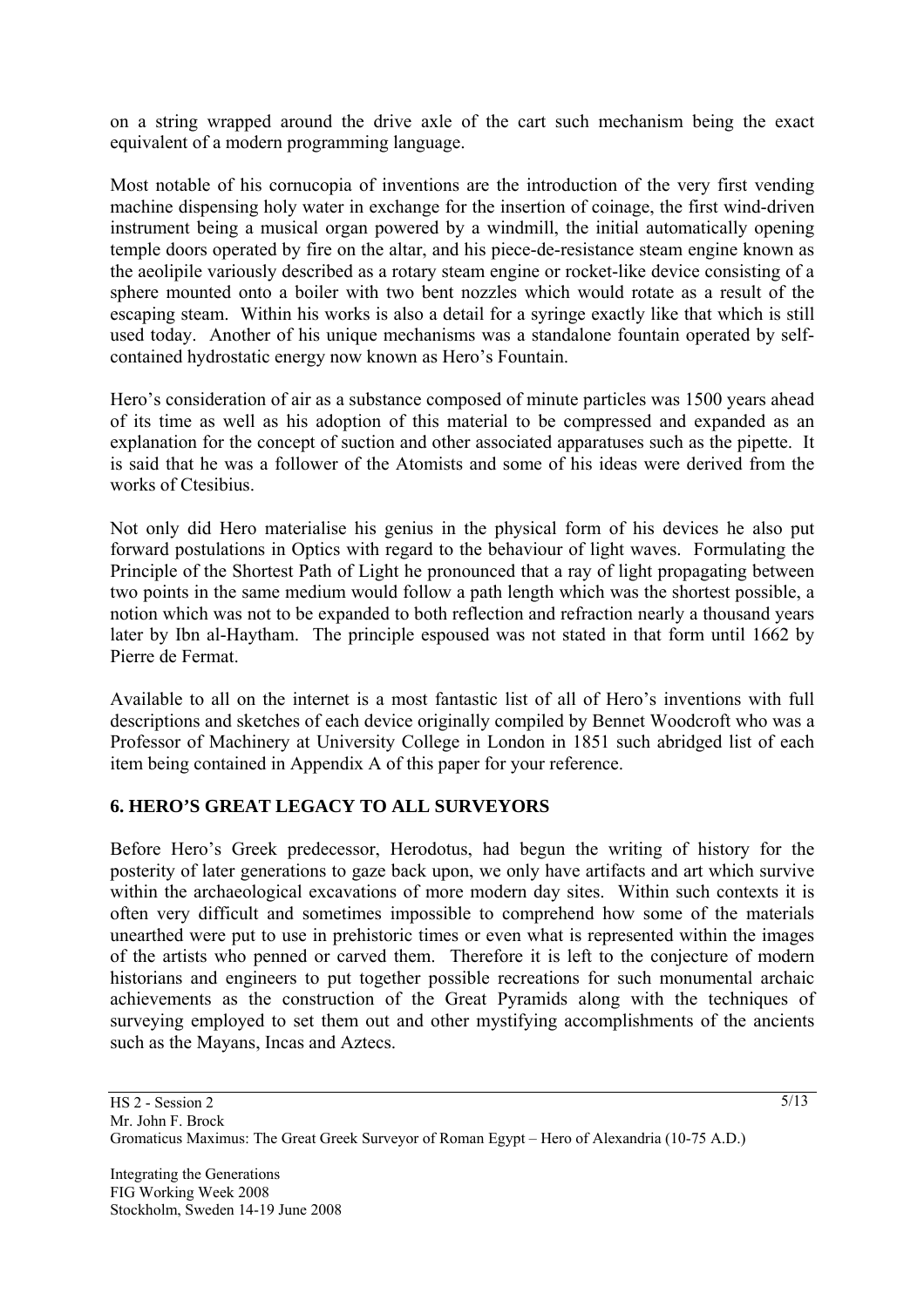on a string wrapped around the drive axle of the cart such mechanism being the exact equivalent of a modern programming language.

Most notable of his cornucopia of inventions are the introduction of the very first vending machine dispensing holy water in exchange for the insertion of coinage, the first wind-driven instrument being a musical organ powered by a windmill, the initial automatically opening temple doors operated by fire on the altar, and his piece-de-resistance steam engine known as the aeolipile variously described as a rotary steam engine or rocket-like device consisting of a sphere mounted onto a boiler with two bent nozzles which would rotate as a result of the escaping steam. Within his works is also a detail for a syringe exactly like that which is still used today. Another of his unique mechanisms was a standalone fountain operated by self-contained hydrostatic energy now known as Hero's Fountain.

Hero's consideration of air as a substance composed of minute particles was 1500 years ahead of its time as well as his adoption of this material to be compressed and expanded as an explanation for the concept of suction and other associated apparatuses such as the pipette. It is said that he was a follower of the Atomists and some of his ideas were derived from the works of Ctesibius.

Not only did Hero materialise his genius in the physical form of his devices he also put forward postulations in Optics with regard to the behaviour of light waves. Formulating the Principle of the Shortest Path of Light he pronounced that a ray of light propagating between two points in the same medium would follow a path length which was the shortest possible, a notion which was not to be expanded to both reflection and refraction nearly a thousand years later by Ibn al-Haytham. The principle espoused was not stated in that form until 1662 by Pierre de Fermat.

Available to all on the internet is a most fantastic list of all of Hero's inventions with full descriptions and sketches of each device originally compiled by Bennet Woodcroft who was a Professor of Machinery at University College in London in 1851 such abridged list of each item being contained in Appendix A of this paper for your reference.

## 6. HERO'S GREAT LEGACY TO ALL SURVEYORS

Before Hero's Greek predecessor, Herodotus, had begun the writing of history for the posterity of later generations to gaze back upon, we only have artifacts and art which survive within the archaeological excavations of more modern day sites. Within such contexts it is often very difficult and sometimes impossible to comprehend how some of the materials unearthed were put to use in prehistoric times or even what is represented within the images of the artists who penned or carved them. Therefore it is left to the conjecture of modern historians and engineers to put together possible recreations for such monumental archaic achievements as the construction of the Great Pyramids along with the techniques of surveying employed to set them out and other mystifying accomplishments of the ancients such as the Mayans, Incas and Aztecs.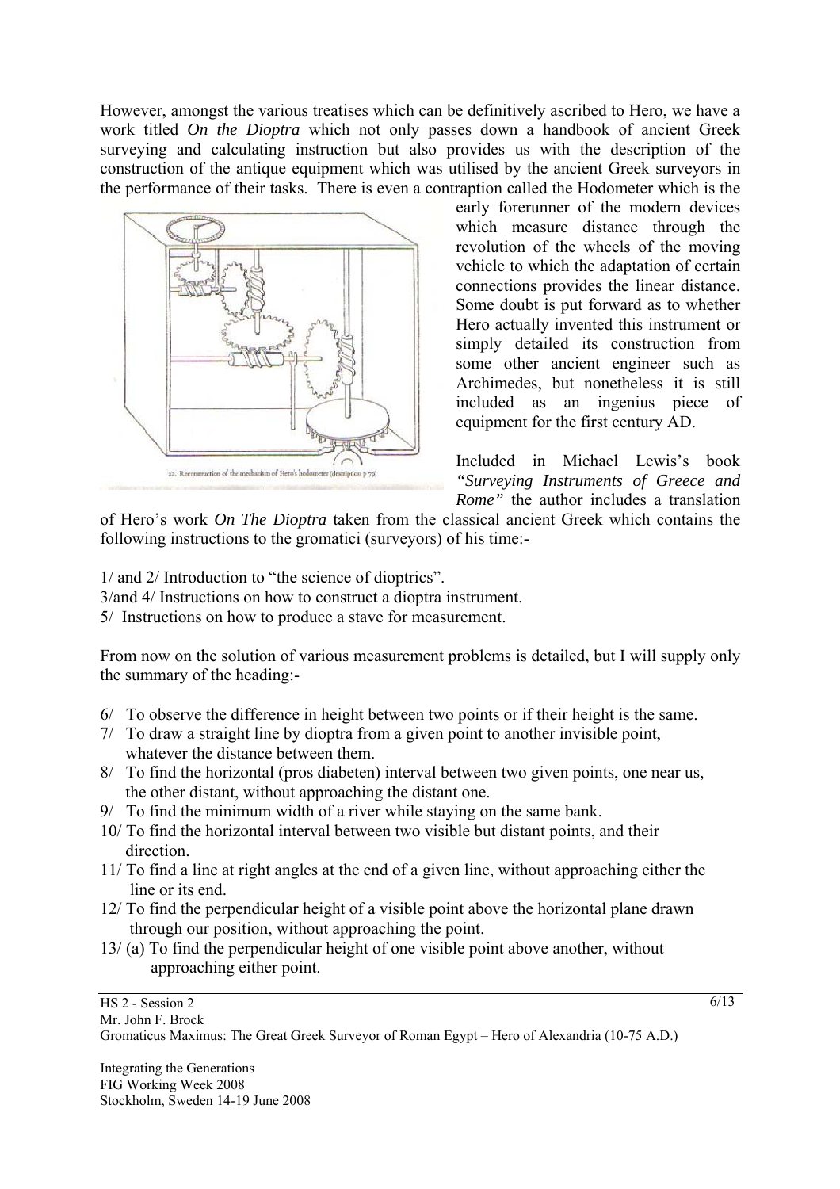However, amongst the various treatises which can be definitively ascribed to Hero, we have a work titled *On the Dioptra* which not only passes down a handbook of ancient Greek surveying and calculating instruction but also provides us with the description of the construction of the antique equipment which was utilised by the ancient Greek surveyors in the performance of their tasks. There is even a contraption called the Hodometer which is the early forerunner of the modern devices which measure distance through the revolution of the wheels of the moving vehicle to which the adaptation of certain connections provides the linear distance. Some doubt is put forward as to whether Hero actually invented this instrument or simply detailed its construction from some other ancient engineer such as Archimedes, but nonetheless it is still included as an ingenius piece of equipment for the first century AD.

22. Reconstruction of the mechanism of Hero's hodometer (description p 79)

Included in Michael Lewis's book *"Surveying Instruments of Greece and Rome"* the author includes a translation of Hero's work *On The Dioptra* taken from the classical ancient Greek which contains the following instructions to the gromatici (surveyors) of his time:-

1/ and 2/ Introduction to "the science of dioptrics".
3/and 4/ Instructions on how to construct a dioptra instrument.
5/ Instructions on how to produce a stave for measurement.

From now on the solution of various measurement problems is detailed, but I will supply only the summary of the heading:-

6/ To observe the difference in height between two points or if their height is the same.
7/ To draw a straight line by dioptra from a given point to another invisible point, whatever the distance between them.
8/ To find the horizontal (pros diabeten) interval between two given points, one near us, the other distant, without approaching the distant one.
9/ To find the minimum width of a river while staying on the same bank.
10/ To find the horizontal interval between two visible but distant points, and their direction.
11/ To find a line at right angles at the end of a given line, without approaching either the line or its end.
12/ To find the perpendicular height of a visible point above the horizontal plane drawn through our position, without approaching the point.
13/ (a) To find the perpendicular height of one visible point above another, without approaching either point.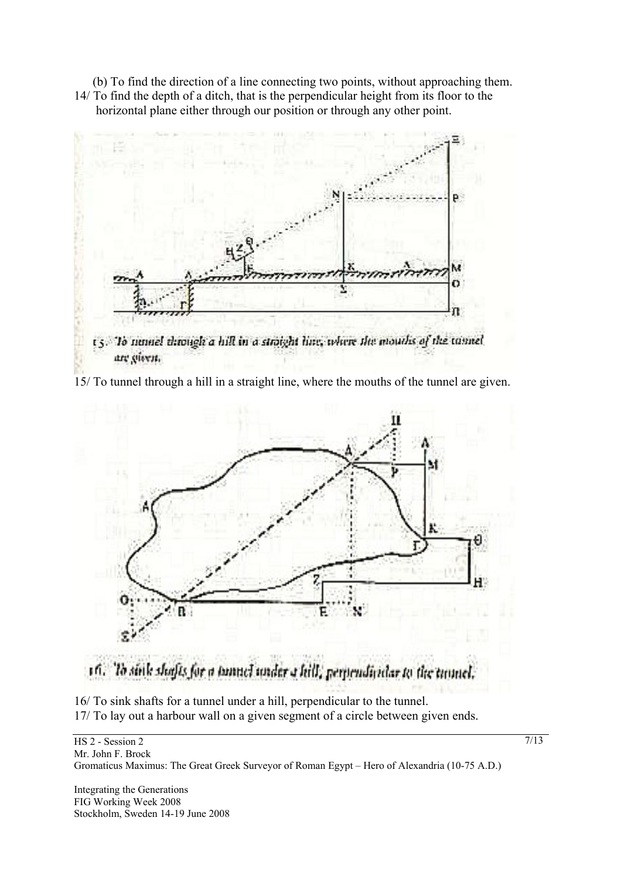(b) To find the direction of a line connecting two points, without approaching them.

14/ To find the depth of a ditch, that is the perpendicular height from its floor to the horizontal plane either through our position or through any other point.

15/ To tunnel through a hill in a straight line, where the mouths of the tunnel are given.

16/ To sink shafts for a tunnel under a hill, perpendicular to the tunnel.

17/ To lay out a harbour wall on a given segment of a circle between given ends.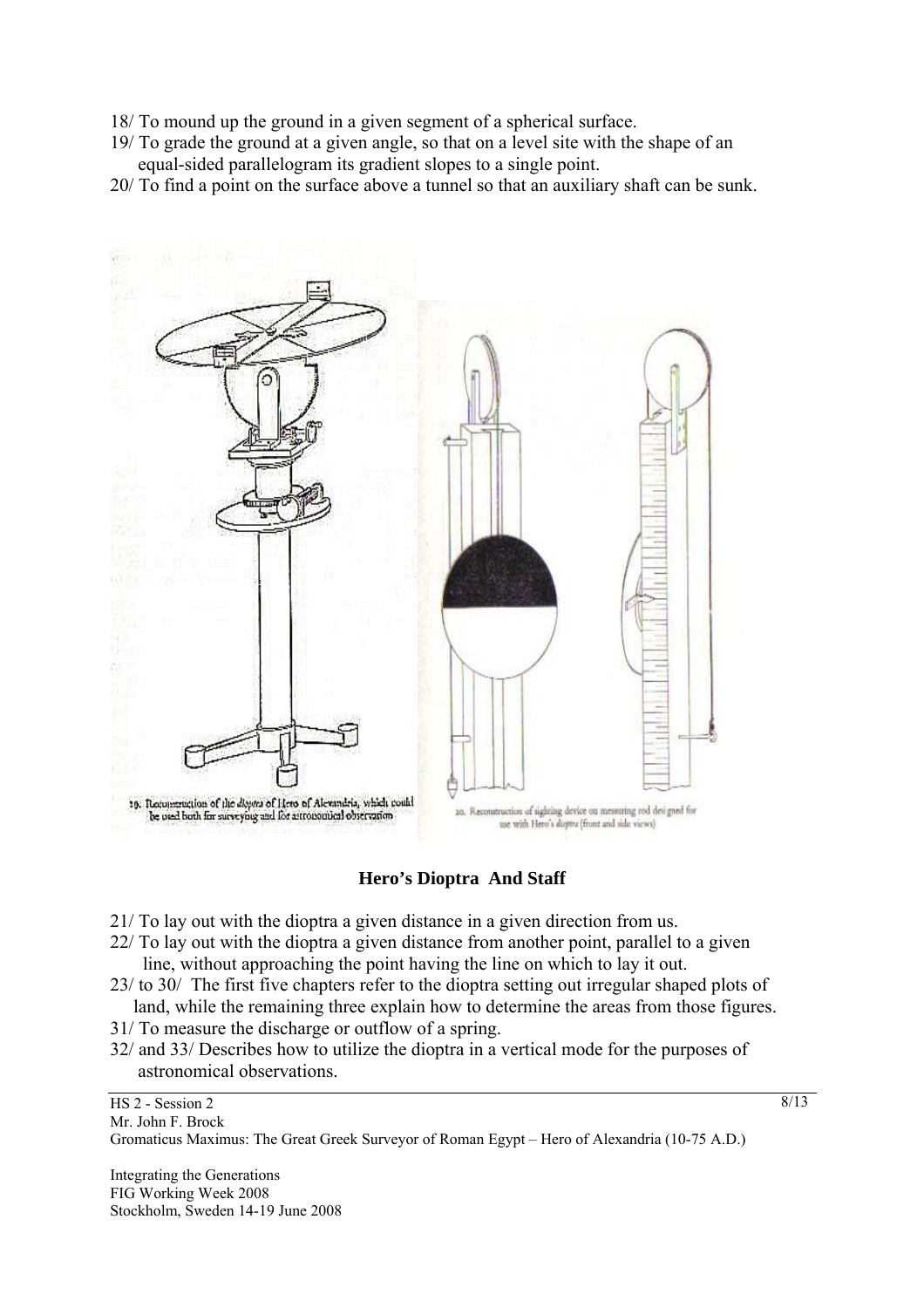18/ To mound up the ground in a given segment of a spherical surface.

19/ To grade the ground at a given angle, so that on a level site with the shape of an equal-sided parallelogram its gradient slopes to a single point.

20/ To find a point on the surface above a tunnel so that an auxiliary shaft can be sunk.

19. Reconstruction of the dioptra of Hero of Alexandria, which could be used both for surveying and for astronomical observation

20. Reconstruction of sighting device on measuring rod designed for use with Hero's dioptra (front and side views)

**Hero's Dioptra And Staff**

21/ To lay out with the dioptra a given distance in a given direction from us.

22/ To lay out with the dioptra a given distance from another point, parallel to a given line, without approaching the point having the line on which to lay it out.

23/ to 30/ The first five chapters refer to the dioptra setting out irregular shaped plots of land, while the remaining three explain how to determine the areas from those figures.

31/ To measure the discharge or outflow of a spring.

32/ and 33/ Describes how to utilize the dioptra in a vertical mode for the purposes of astronomical observations.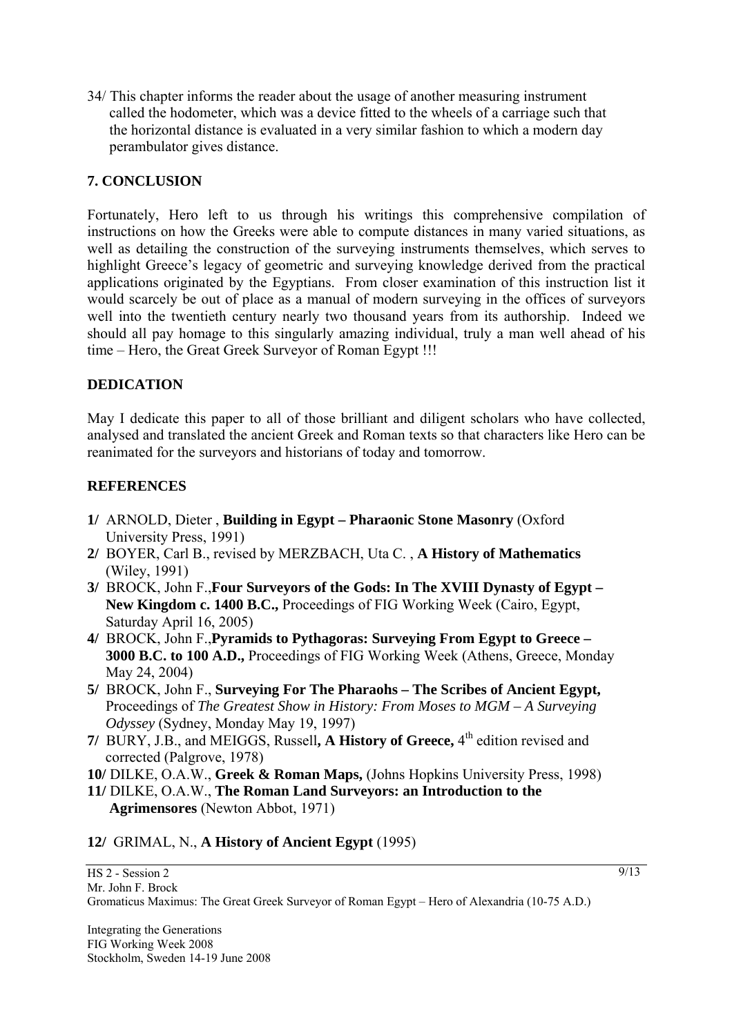34/ This chapter informs the reader about the usage of another measuring instrument called the hodometer, which was a device fitted to the wheels of a carriage such that the horizontal distance is evaluated in a very similar fashion to which a modern day perambulator gives distance.

## 7. CONCLUSION

Fortunately, Hero left to us through his writings this comprehensive compilation of instructions on how the Greeks were able to compute distances in many varied situations, as well as detailing the construction of the surveying instruments themselves, which serves to highlight Greece's legacy of geometric and surveying knowledge derived from the practical applications originated by the Egyptians. From closer examination of this instruction list it would scarcely be out of place as a manual of modern surveying in the offices of surveyors well into the twentieth century nearly two thousand years from its authorship. Indeed we should all pay homage to this singularly amazing individual, truly a man well ahead of his time – Hero, the Great Greek Surveyor of Roman Egypt !!!

## DEDICATION

May I dedicate this paper to all of those brilliant and diligent scholars who have collected, analysed and translated the ancient Greek and Roman texts so that characters like Hero can be reanimated for the surveyors and historians of today and tomorrow.

## REFERENCES

**1/** ARNOLD, Dieter , **Building in Egypt – Pharaonic Stone Masonry** (Oxford University Press, 1991)

**2/** BOYER, Carl B., revised by MERZBACH, Uta C. , **A History of Mathematics** (Wiley, 1991)

**3/** BROCK, John F.,**Four Surveyors of the Gods: In The XVIII Dynasty of Egypt – New Kingdom c. 1400 B.C.,** Proceedings of FIG Working Week (Cairo, Egypt, Saturday April 16, 2005)

**4/** BROCK, John F.,**Pyramids to Pythagoras: Surveying From Egypt to Greece – 3000 B.C. to 100 A.D.,** Proceedings of FIG Working Week (Athens, Greece, Monday May 24, 2004)

**5/** BROCK, John F., **Surveying For The Pharaohs – The Scribes of Ancient Egypt,** Proceedings of *The Greatest Show in History: From Moses to MGM – A Surveying Odyssey* (Sydney, Monday May 19, 1997)

**7/** BURY, J.B., and MEIGGS, Russell**, A History of Greece,** 4th edition revised and corrected (Palgrove, 1978)

**10/** DILKE, O.A.W., **Greek & Roman Maps,** (Johns Hopkins University Press, 1998)

**11/** DILKE, O.A.W., **The Roman Land Surveyors: an Introduction to the Agrimensores** (Newton Abbot, 1971)

**12/** GRIMAL, N., **A History of Ancient Egypt** (1995)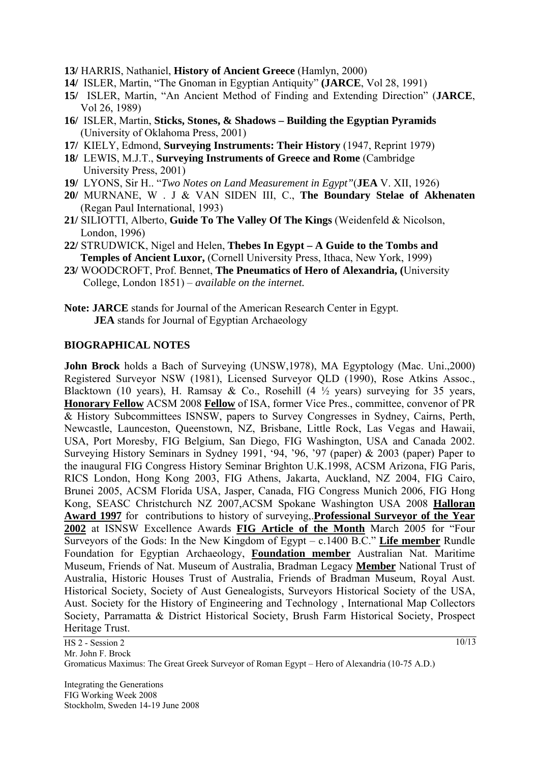**13/** HARRIS, Nathaniel, **History of Ancient Greece** (Hamlyn, 2000)

**14/** ISLER, Martin, "The Gnoman in Egyptian Antiquity" **(JARCE**, Vol 28, 1991)

**15/** ISLER, Martin, "An Ancient Method of Finding and Extending Direction" (**JARCE**, Vol 26, 1989)

**16/** ISLER, Martin, **Sticks, Stones, & Shadows – Building the Egyptian Pyramids** (University of Oklahoma Press, 2001)

**17/** KIELY, Edmond, **Surveying Instruments: Their History** (1947, Reprint 1979)

**18/** LEWIS, M.J.T., **Surveying Instruments of Greece and Rome** (Cambridge University Press, 2001)

**19/** LYONS, Sir H.. "*Two Notes on Land Measurement in Egypt"*(**JEA** V. XII, 1926)

**20/** MURNANE, W . J & VAN SIDEN III, C., **The Boundary Stelae of Akhenaten** (Regan Paul International, 1993)

**21/** SILIOTTI, Alberto, **Guide To The Valley Of The Kings** (Weidenfeld & Nicolson, London, 1996)

**22/** STRUDWICK, Nigel and Helen, **Thebes In Egypt – A Guide to the Tombs and Temples of Ancient Luxor,** (Cornell University Press, Ithaca, New York, 1999)

**23/** WOODCROFT, Prof. Bennet, **The Pneumatics of Hero of Alexandria, (**University College, London 1851) – *available on the internet.*

**Note: JARCE** stands for Journal of the American Research Center in Egypt.
**JEA** stands for Journal of Egyptian Archaeology

## BIOGRAPHICAL NOTES

**John Brock** holds a Bach of Surveying (UNSW,1978), MA Egyptology (Mac. Uni.,2000) Registered Surveyor NSW (1981), Licensed Surveyor QLD (1990), Rose Atkins Assoc., Blacktown (10 years), H. Ramsay & Co., Rosehill (4 ½ years) surveying for 35 years, **Honorary Fellow** ACSM 2008 **Fellow** of ISA, former Vice Pres., committee, convenor of PR & History Subcommittees ISNSW, papers to Survey Congresses in Sydney, Cairns, Perth, Newcastle, Launceston, Queenstown, NZ, Brisbane, Little Rock, Las Vegas and Hawaii, USA, Port Moresby, FIG Belgium, San Diego, FIG Washington, USA and Canada 2002. Surveying History Seminars in Sydney 1991, '94, '96, '97 (paper) & 2003 (paper) Paper to the inaugural FIG Congress History Seminar Brighton U.K.1998, ACSM Arizona, FIG Paris, RICS London, Hong Kong 2003, FIG Athens, Jakarta, Auckland, NZ 2004, FIG Cairo, Brunei 2005, ACSM Florida USA, Jasper, Canada, FIG Congress Munich 2006, FIG Hong Kong, SEASC Christchurch NZ 2007,ACSM Spokane Washington USA 2008 **Halloran Award 1997** for contributions to history of surveying,.**Professional Surveyor of the Year 2002** at ISNSW Excellence Awards **FIG Article of the Month** March 2005 for "Four Surveyors of the Gods: In the New Kingdom of Egypt – c.1400 B.C." **Life member** Rundle Foundation for Egyptian Archaeology, **Foundation member** Australian Nat. Maritime Museum, Friends of Nat. Museum of Australia, Bradman Legacy **Member** National Trust of Australia, Historic Houses Trust of Australia, Friends of Bradman Museum, Royal Aust. Historical Society, Society of Aust Genealogists, Surveyors Historical Society of the USA, Aust. Society for the History of Engineering and Technology , International Map Collectors Society, Parramatta & District Historical Society, Brush Farm Historical Society, Prospect Heritage Trust.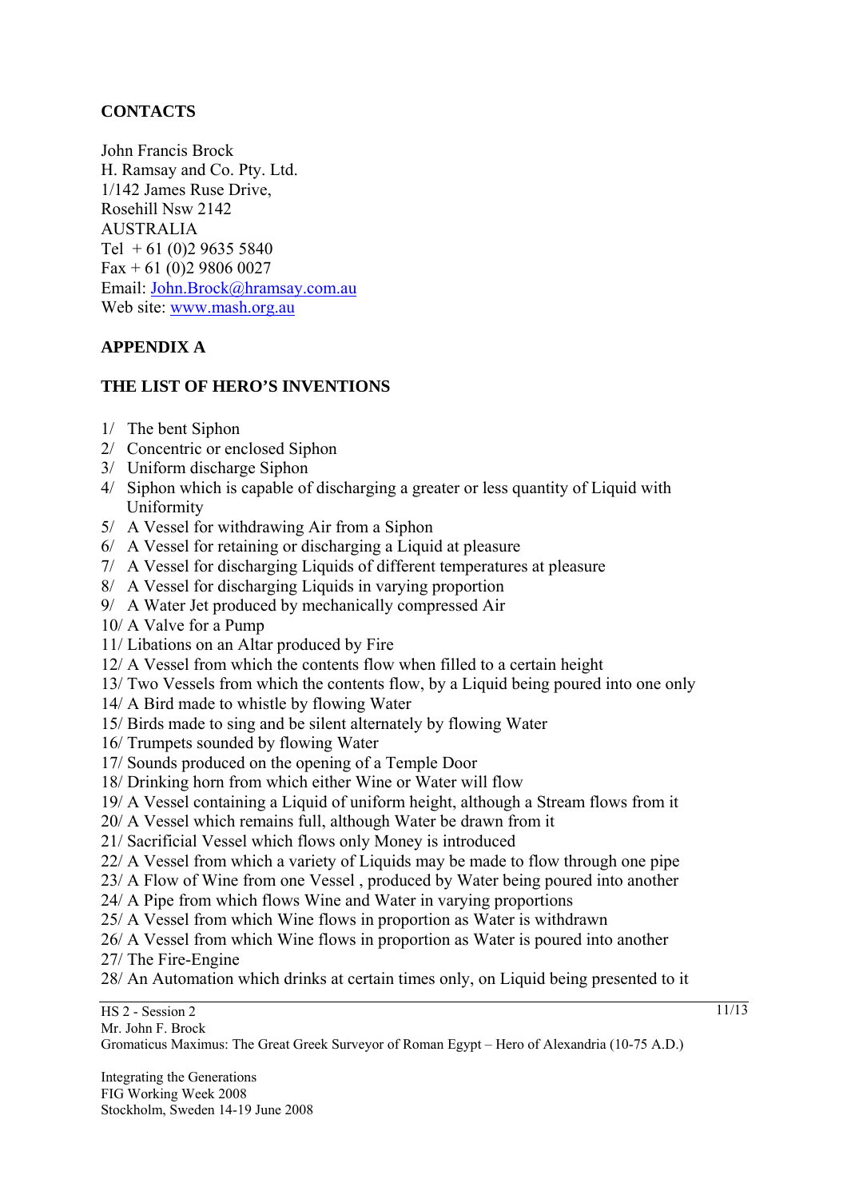**CONTACTS**

John Francis Brock
H. Ramsay and Co. Pty. Ltd.
1/142 James Ruse Drive,
Rosehill Nsw 2142
AUSTRALIA
Tel + 61 (0)2 9635 5840
Fax + 61 (0)2 9806 0027
Email: John.Brock@hramsay.com.au
Web site: www.mash.org.au

**APPENDIX A**

**THE LIST OF HERO'S INVENTIONS**

1/ The bent Siphon
2/ Concentric or enclosed Siphon
3/ Uniform discharge Siphon
4/ Siphon which is capable of discharging a greater or less quantity of Liquid with Uniformity
5/ A Vessel for withdrawing Air from a Siphon
6/ A Vessel for retaining or discharging a Liquid at pleasure
7/ A Vessel for discharging Liquids of different temperatures at pleasure
8/ A Vessel for discharging Liquids in varying proportion
9/ A Water Jet produced by mechanically compressed Air
10/ A Valve for a Pump
11/ Libations on an Altar produced by Fire
12/ A Vessel from which the contents flow when filled to a certain height
13/ Two Vessels from which the contents flow, by a Liquid being poured into one only
14/ A Bird made to whistle by flowing Water
15/ Birds made to sing and be silent alternately by flowing Water
16/ Trumpets sounded by flowing Water
17/ Sounds produced on the opening of a Temple Door
18/ Drinking horn from which either Wine or Water will flow
19/ A Vessel containing a Liquid of uniform height, although a Stream flows from it
20/ A Vessel which remains full, although Water be drawn from it
21/ Sacrificial Vessel which flows only Money is introduced
22/ A Vessel from which a variety of Liquids may be made to flow through one pipe
23/ A Flow of Wine from one Vessel , produced by Water being poured into another
24/ A Pipe from which flows Wine and Water in varying proportions
25/ A Vessel from which Wine flows in proportion as Water is withdrawn
26/ A Vessel from which Wine flows in proportion as Water is poured into another
27/ The Fire-Engine
28/ An Automation which drinks at certain times only, on Liquid being presented to it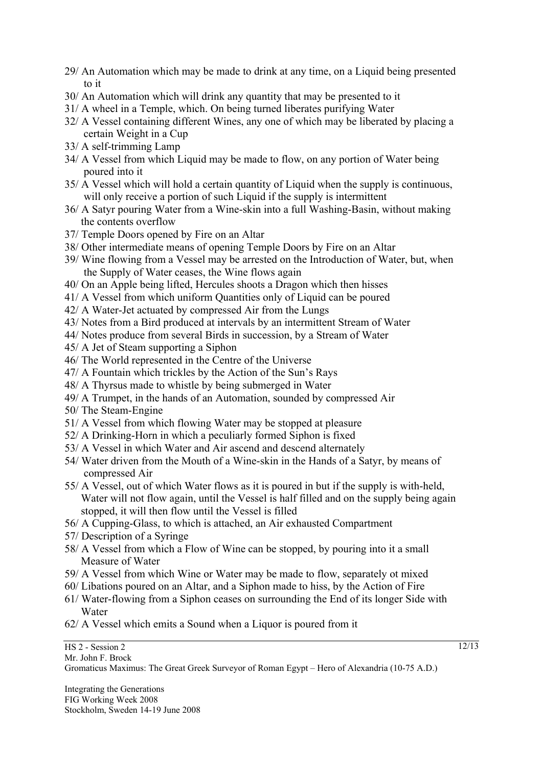29/ An Automation which may be made to drink at any time, on a Liquid being presented to it

30/ An Automation which will drink any quantity that may be presented to it

31/ A wheel in a Temple, which. On being turned liberates purifying Water

32/ A Vessel containing different Wines, any one of which may be liberated by placing a certain Weight in a Cup

33/ A self-trimming Lamp

34/ A Vessel from which Liquid may be made to flow, on any portion of Water being poured into it

35/ A Vessel which will hold a certain quantity of Liquid when the supply is continuous, will only receive a portion of such Liquid if the supply is intermittent

36/ A Satyr pouring Water from a Wine-skin into a full Washing-Basin, without making the contents overflow

37/ Temple Doors opened by Fire on an Altar

38/ Other intermediate means of opening Temple Doors by Fire on an Altar

39/ Wine flowing from a Vessel may be arrested on the Introduction of Water, but, when the Supply of Water ceases, the Wine flows again

40/ On an Apple being lifted, Hercules shoots a Dragon which then hisses

41/ A Vessel from which uniform Quantities only of Liquid can be poured

42/ A Water-Jet actuated by compressed Air from the Lungs

43/ Notes from a Bird produced at intervals by an intermittent Stream of Water

44/ Notes produce from several Birds in succession, by a Stream of Water

45/ A Jet of Steam supporting a Siphon

46/ The World represented in the Centre of the Universe

47/ A Fountain which trickles by the Action of the Sun's Rays

48/ A Thyrsus made to whistle by being submerged in Water

49/ A Trumpet, in the hands of an Automation, sounded by compressed Air

50/ The Steam-Engine

51/ A Vessel from which flowing Water may be stopped at pleasure

52/ A Drinking-Horn in which a peculiarly formed Siphon is fixed

53/ A Vessel in which Water and Air ascend and descend alternately

54/ Water driven from the Mouth of a Wine-skin in the Hands of a Satyr, by means of compressed Air

55/ A Vessel, out of which Water flows as it is poured in but if the supply is with-held, Water will not flow again, until the Vessel is half filled and on the supply being again stopped, it will then flow until the Vessel is filled

56/ A Cupping-Glass, to which is attached, an Air exhausted Compartment

57/ Description of a Syringe

58/ A Vessel from which a Flow of Wine can be stopped, by pouring into it a small Measure of Water

59/ A Vessel from which Wine or Water may be made to flow, separately ot mixed

60/ Libations poured on an Altar, and a Siphon made to hiss, by the Action of Fire

61/ Water-flowing from a Siphon ceases on surrounding the End of its longer Side with Water

62/ A Vessel which emits a Sound when a Liquor is poured from it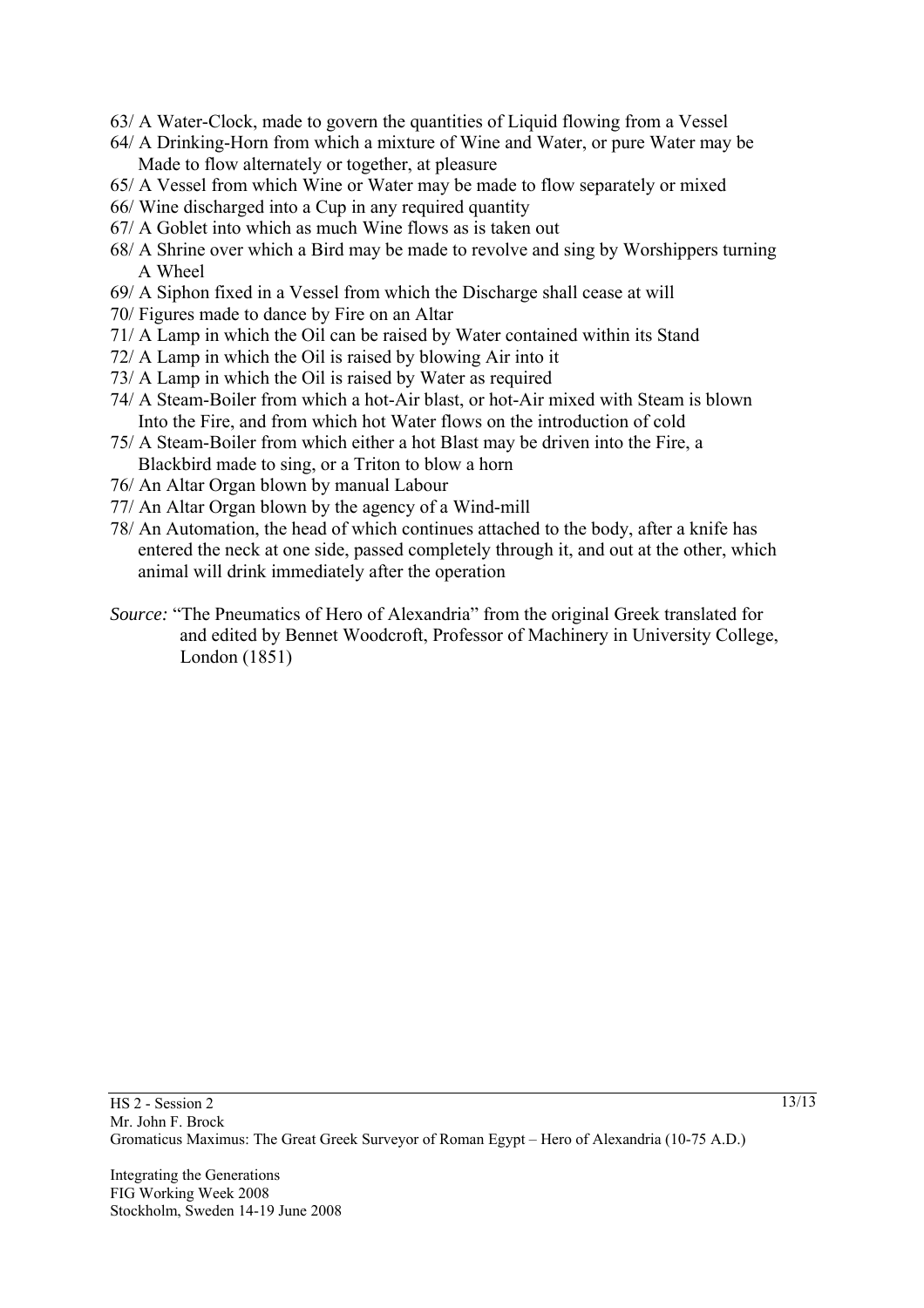63/ A Water-Clock, made to govern the quantities of Liquid flowing from a Vessel

64/ A Drinking-Horn from which a mixture of Wine and Water, or pure Water may be Made to flow alternately or together, at pleasure

65/ A Vessel from which Wine or Water may be made to flow separately or mixed

66/ Wine discharged into a Cup in any required quantity

67/ A Goblet into which as much Wine flows as is taken out

68/ A Shrine over which a Bird may be made to revolve and sing by Worshippers turning A Wheel

69/ A Siphon fixed in a Vessel from which the Discharge shall cease at will

70/ Figures made to dance by Fire on an Altar

71/ A Lamp in which the Oil can be raised by Water contained within its Stand

72/ A Lamp in which the Oil is raised by blowing Air into it

73/ A Lamp in which the Oil is raised by Water as required

74/ A Steam-Boiler from which a hot-Air blast, or hot-Air mixed with Steam is blown Into the Fire, and from which hot Water flows on the introduction of cold

75/ A Steam-Boiler from which either a hot Blast may be driven into the Fire, a Blackbird made to sing, or a Triton to blow a horn

76/ An Altar Organ blown by manual Labour

77/ An Altar Organ blown by the agency of a Wind-mill

78/ An Automation, the head of which continues attached to the body, after a knife has entered the neck at one side, passed completely through it, and out at the other, which animal will drink immediately after the operation

*Source:* "The Pneumatics of Hero of Alexandria" from the original Greek translated for and edited by Bennet Woodcroft, Professor of Machinery in University College, London (1851)